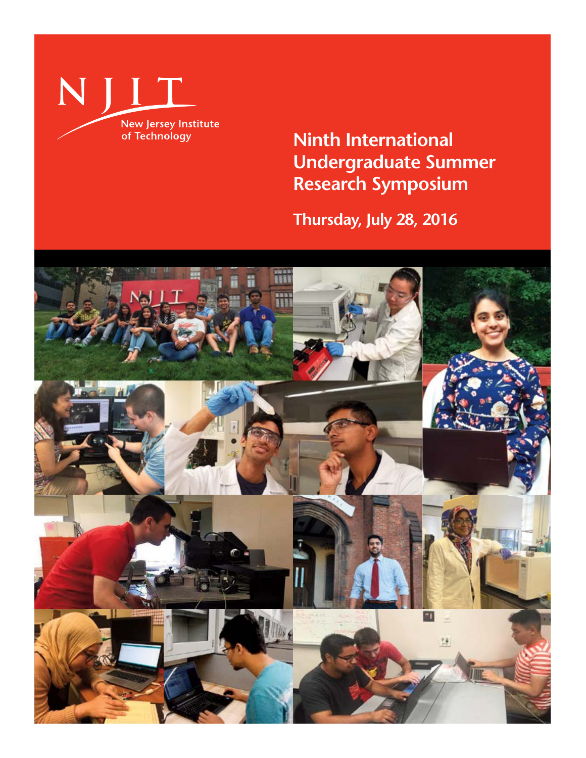NJIT

New Jersey Institute of Technology

# Ninth International Undergraduate Summer Research Symposium

Thursday, July 28, 2016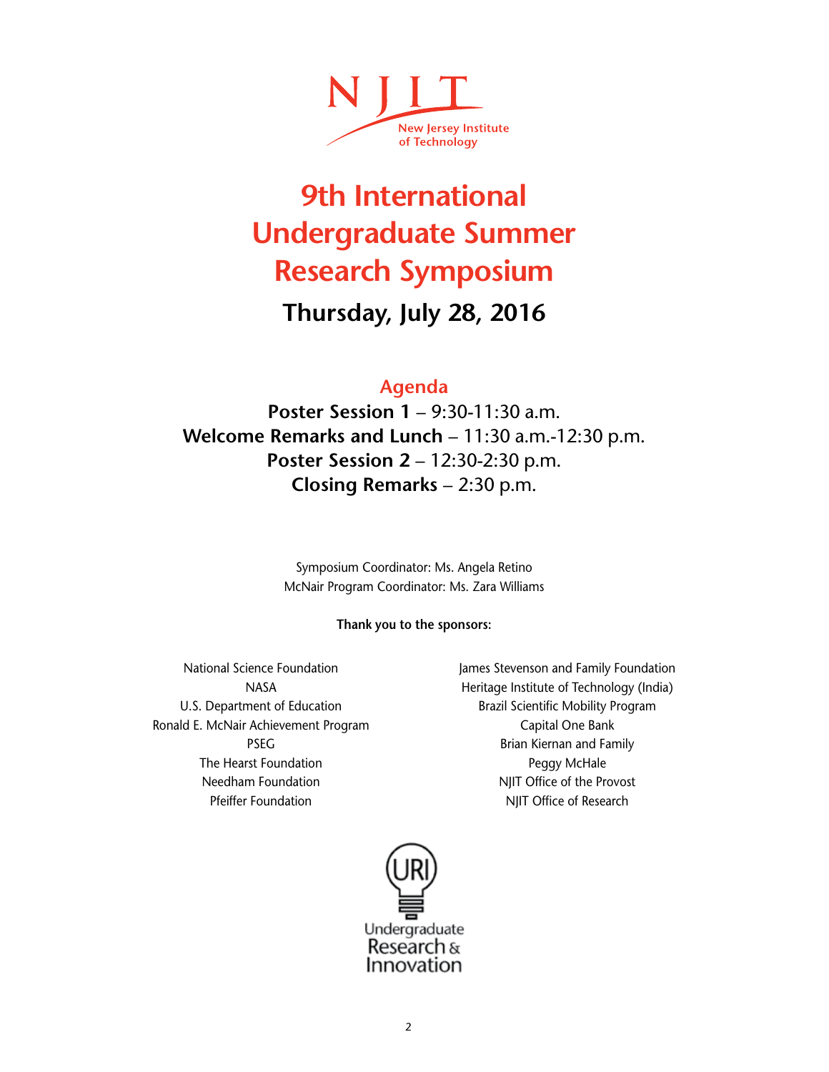NJIT New Jersey Institute of Technology

# 9th International Undergraduate Summer Research Symposium

## Thursday, July 28, 2016

### Agenda

**Poster Session 1** – 9:30-11:30 a.m.
**Welcome Remarks and Lunch** – 11:30 a.m.-12:30 p.m.
**Poster Session 2** – 12:30-2:30 p.m.
**Closing Remarks** – 2:30 p.m.

Symposium Coordinator: Ms. Angela Retino
McNair Program Coordinator: Ms. Zara Williams

**Thank you to the sponsors:**

National Science Foundation
NASA
U.S. Department of Education
Ronald E. McNair Achievement Program
PSEG
The Hearst Foundation
Needham Foundation
Pfeiffer Foundation
James Stevenson and Family Foundation
Heritage Institute of Technology (India)
Brazil Scientific Mobility Program
Capital One Bank
Brian Kiernan and Family
Peggy McHale
NJIT Office of the Provost
NJIT Office of Research

URI Undergraduate Research & Innovation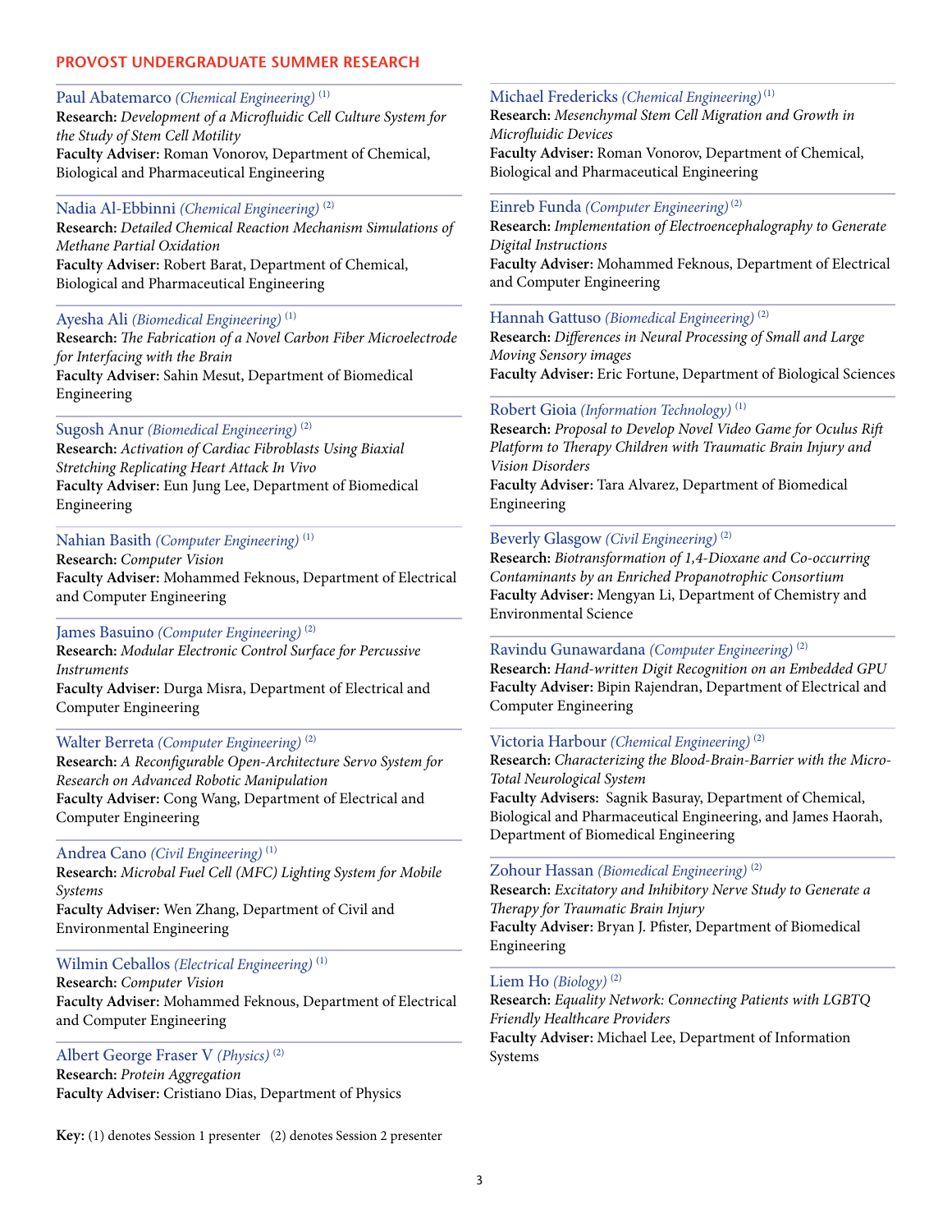## PROVOST UNDERGRADUATE SUMMER RESEARCH

Paul Abatemarco *(Chemical Engineering)* (1)
**Research:** *Development of a Microfluidic Cell Culture System for the Study of Stem Cell Motility*
**Faculty Adviser:** Roman Vonorov, Department of Chemical, Biological and Pharmaceutical Engineering

Nadia Al-Ebbinni *(Chemical Engineering)* (2)
**Research:** *Detailed Chemical Reaction Mechanism Simulations of Methane Partial Oxidation*
**Faculty Adviser:** Robert Barat, Department of Chemical, Biological and Pharmaceutical Engineering

Ayesha Ali *(Biomedical Engineering)* (1)
**Research:** *The Fabrication of a Novel Carbon Fiber Microelectrode for Interfacing with the Brain*
**Faculty Adviser:** Sahin Mesut, Department of Biomedical Engineering

Sugosh Anur *(Biomedical Engineering)* (2)
**Research:** *Activation of Cardiac Fibroblasts Using Biaxial Stretching Replicating Heart Attack In Vivo*
**Faculty Adviser:** Eun Jung Lee, Department of Biomedical Engineering

Nahian Basith *(Computer Engineering)* (1)
**Research:** *Computer Vision*
**Faculty Adviser:** Mohammed Feknous, Department of Electrical and Computer Engineering

James Basuino *(Computer Engineering)* (2)
**Research:** *Modular Electronic Control Surface for Percussive Instruments*
**Faculty Adviser:** Durga Misra, Department of Electrical and Computer Engineering

Walter Berreta *(Computer Engineering)* (2)
**Research:** *A Reconfigurable Open-Architecture Servo System for Research on Advanced Robotic Manipulation*
**Faculty Adviser:** Cong Wang, Department of Electrical and Computer Engineering

Andrea Cano *(Civil Engineering)* (1)
**Research:** *Microbal Fuel Cell (MFC) Lighting System for Mobile Systems*
**Faculty Adviser:** Wen Zhang, Department of Civil and Environmental Engineering

Wilmin Ceballos *(Electrical Engineering)* (1)
**Research:** *Computer Vision*
**Faculty Adviser:** Mohammed Feknous, Department of Electrical and Computer Engineering

Albert George Fraser V *(Physics)* (2)
**Research:** *Protein Aggregation*
**Faculty Adviser:** Cristiano Dias, Department of Physics

Michael Fredericks *(Chemical Engineering)* (1)
**Research:** *Mesenchymal Stem Cell Migration and Growth in Microfluidic Devices*
**Faculty Adviser:** Roman Vonorov, Department of Chemical, Biological and Pharmaceutical Engineering

Einreb Funda *(Computer Engineering)* (2)
**Research:** *Implementation of Electroencephalography to Generate Digital Instructions*
**Faculty Adviser:** Mohammed Feknous, Department of Electrical and Computer Engineering

Hannah Gattuso *(Biomedical Engineering)* (2)
**Research:** *Differences in Neural Processing of Small and Large Moving Sensory images*
**Faculty Adviser:** Eric Fortune, Department of Biological Sciences

Robert Gioia *(Information Technology)* (1)
**Research:** *Proposal to Develop Novel Video Game for Oculus Rift Platform to Therapy Children with Traumatic Brain Injury and Vision Disorders*
**Faculty Adviser:** Tara Alvarez, Department of Biomedical Engineering

Beverly Glasgow *(Civil Engineering)* (2)
**Research:** *Biotransformation of 1,4-Dioxane and Co-occurring Contaminants by an Enriched Propanotrophic Consortium*
**Faculty Adviser:** Mengyan Li, Department of Chemistry and Environmental Science

Ravindu Gunawardana *(Computer Engineering)* (2)
**Research:** *Hand-written Digit Recognition on an Embedded GPU*
**Faculty Adviser:** Bipin Rajendran, Department of Electrical and Computer Engineering

Victoria Harbour *(Chemical Engineering)* (2)
**Research:** *Characterizing the Blood-Brain-Barrier with the Micro-Total Neurological System*
**Faculty Advisers:** Sagnik Basuray, Department of Chemical, Biological and Pharmaceutical Engineering, and James Haorah, Department of Biomedical Engineering

Zohour Hassan *(Biomedical Engineering)* (2)
**Research:** *Excitatory and Inhibitory Nerve Study to Generate a Therapy for Traumatic Brain Injury*
**Faculty Adviser:** Bryan J. Pfister, Department of Biomedical Engineering

Liem Ho *(Biology)* (2)
**Research:** *Equality Network: Connecting Patients with LGBTQ Friendly Healthcare Providers*
**Faculty Adviser:** Michael Lee, Department of Information Systems

**Key:** (1) denotes Session 1 presenter (2) denotes Session 2 presenter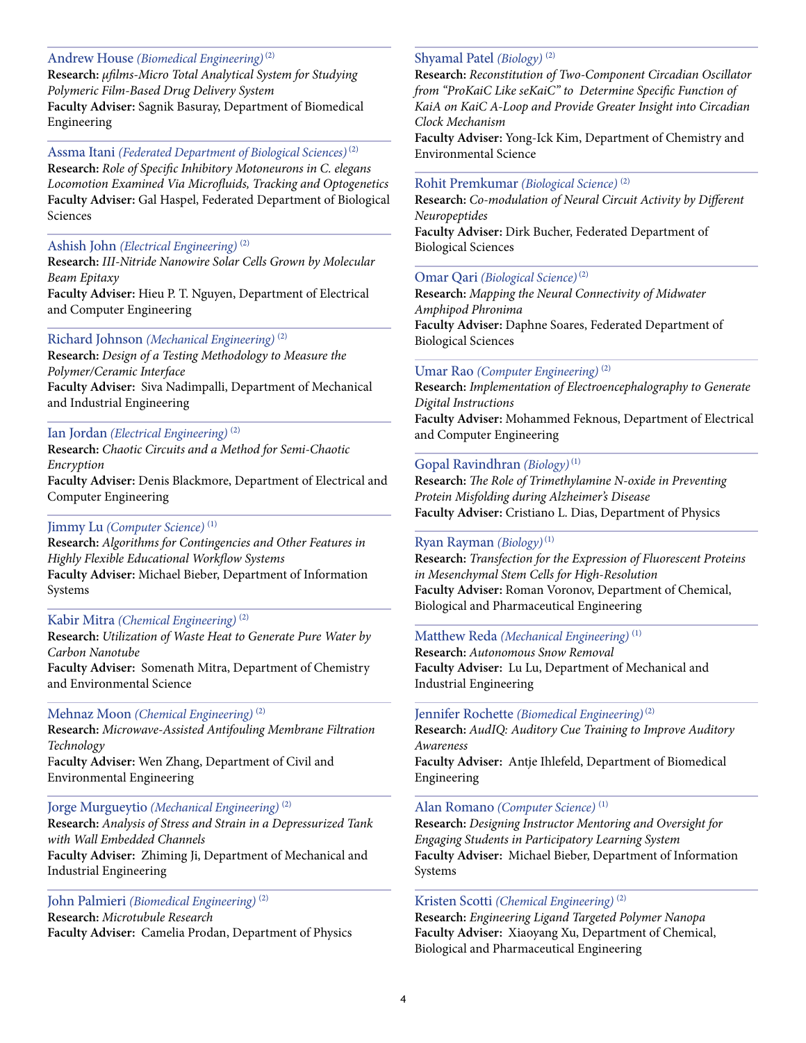Andrew House *(Biomedical Engineering)* [2]
**Research:** *μfilms-Micro Total Analytical System for Studying Polymeric Film-Based Drug Delivery System*
**Faculty Adviser:** Sagnik Basuray, Department of Biomedical Engineering

Assma Itani *(Federated Department of Biological Sciences)* [2]
**Research:** *Role of Specific Inhibitory Motoneurons in C. elegans Locomotion Examined Via Microfluids, Tracking and Optogenetics*
**Faculty Adviser:** Gal Haspel, Federated Department of Biological Sciences

Ashish John *(Electrical Engineering)* [2]
**Research:** *III-Nitride Nanowire Solar Cells Grown by Molecular Beam Epitaxy*
**Faculty Adviser:** Hieu P. T. Nguyen, Department of Electrical and Computer Engineering

Richard Johnson *(Mechanical Engineering)* [2]
**Research:** *Design of a Testing Methodology to Measure the Polymer/Ceramic Interface*
**Faculty Adviser:** Siva Nadimpalli, Department of Mechanical and Industrial Engineering

Ian Jordan *(Electrical Engineering)* [2]
**Research:** *Chaotic Circuits and a Method for Semi-Chaotic Encryption*
**Faculty Adviser:** Denis Blackmore, Department of Electrical and Computer Engineering

Jimmy Lu *(Computer Science)* [1]
**Research:** *Algorithms for Contingencies and Other Features in Highly Flexible Educational Workflow Systems*
**Faculty Adviser:** Michael Bieber, Department of Information Systems

Kabir Mitra *(Chemical Engineering)* [2]
**Research:** *Utilization of Waste Heat to Generate Pure Water by Carbon Nanotube*
**Faculty Adviser:** Somenath Mitra, Department of Chemistry and Environmental Science

Mehnaz Moon *(Chemical Engineering)* [2]
**Research:** *Microwave-Assisted Antifouling Membrane Filtration Technology*
**Faculty Adviser:** Wen Zhang, Department of Civil and Environmental Engineering

Jorge Murgueytio *(Mechanical Engineering)* [2]
**Research:** *Analysis of Stress and Strain in a Depressurized Tank with Wall Embedded Channels*
**Faculty Adviser:** Zhiming Ji, Department of Mechanical and Industrial Engineering

John Palmieri *(Biomedical Engineering)* [2]
**Research:** *Microtubule Research*
**Faculty Adviser:** Camelia Prodan, Department of Physics

Shyamal Patel *(Biology)* [2]
**Research:** *Reconstitution of Two-Component Circadian Oscillator from "ProKaiC Like seKaiC" to Determine Specific Function of KaiA on KaiC A-Loop and Provide Greater Insight into Circadian Clock Mechanism*
**Faculty Adviser:** Yong-Ick Kim, Department of Chemistry and Environmental Science

Rohit Premkumar *(Biological Science)* [2]
**Research:** *Co-modulation of Neural Circuit Activity by Different Neuropeptides*
**Faculty Adviser:** Dirk Bucher, Federated Department of Biological Sciences

Omar Qari *(Biological Science)* [2]
**Research:** *Mapping the Neural Connectivity of Midwater Amphipod Phronima*
**Faculty Adviser:** Daphne Soares, Federated Department of Biological Sciences

Umar Rao *(Computer Engineering)* [2]
**Research:** *Implementation of Electroencephalography to Generate Digital Instructions*
**Faculty Adviser:** Mohammed Feknous, Department of Electrical and Computer Engineering

Gopal Ravindhran *(Biology)* [1]
**Research:** *The Role of Trimethylamine N-oxide in Preventing Protein Misfolding during Alzheimer's Disease*
**Faculty Adviser:** Cristiano L. Dias, Department of Physics

Ryan Rayman *(Biology)* [1]
**Research:** *Transfection for the Expression of Fluorescent Proteins in Mesenchymal Stem Cells for High-Resolution*
**Faculty Adviser:** Roman Voronov, Department of Chemical, Biological and Pharmaceutical Engineering

Matthew Reda *(Mechanical Engineering)* [1]
**Research:** *Autonomous Snow Removal*
**Faculty Adviser:** Lu Lu, Department of Mechanical and Industrial Engineering

Jennifer Rochette *(Biomedical Engineering)* [2]
**Research:** *AudIQ: Auditory Cue Training to Improve Auditory Awareness*
**Faculty Adviser:** Antje Ihlefeld, Department of Biomedical Engineering

Alan Romano *(Computer Science)* [1]
**Research:** *Designing Instructor Mentoring and Oversight for Engaging Students in Participatory Learning System*
**Faculty Adviser:** Michael Bieber, Department of Information Systems

Kristen Scotti *(Chemical Engineering)* [2]
**Research:** *Engineering Ligand Targeted Polymer Nanopa*
**Faculty Adviser:** Xiaoyang Xu, Department of Chemical, Biological and Pharmaceutical Engineering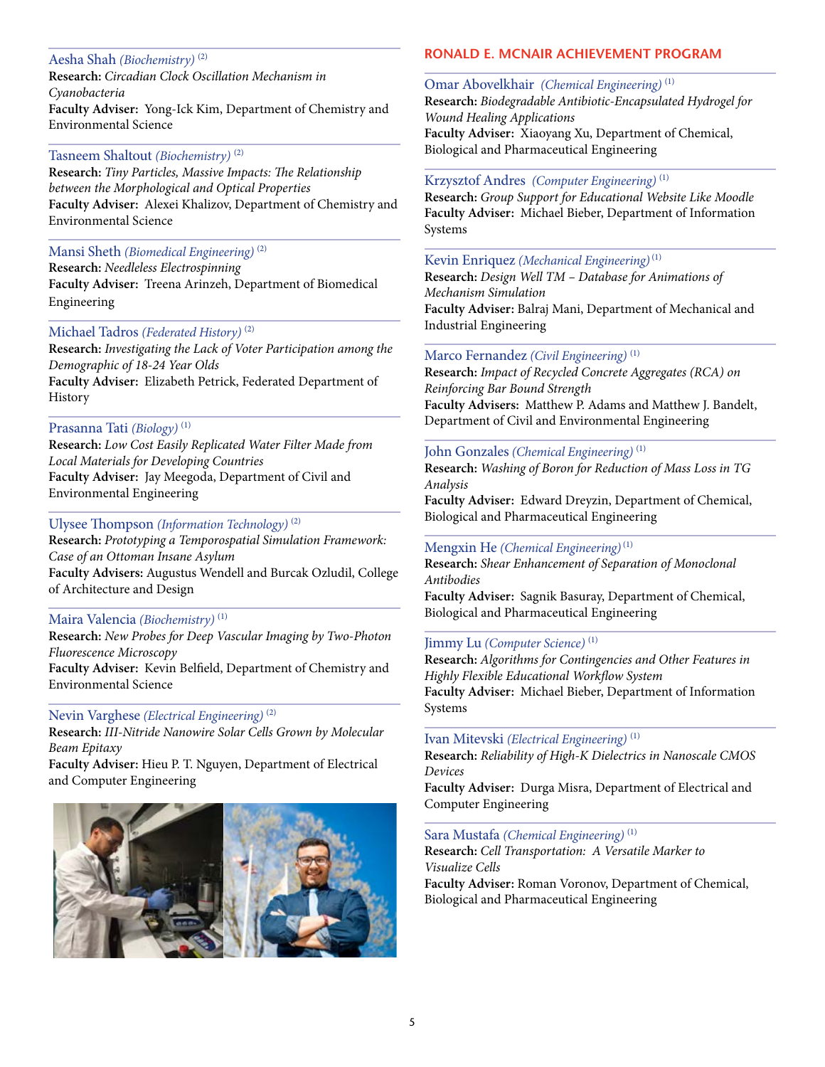**Aesha Shah** *(Biochemistry)* [2]
**Research:** *Circadian Clock Oscillation Mechanism in Cyanobacteria*
**Faculty Adviser:** Yong-Ick Kim, Department of Chemistry and Environmental Science

**Tasneem Shaltout** *(Biochemistry)* [2]
**Research:** *Tiny Particles, Massive Impacts: The Relationship between the Morphological and Optical Properties*
**Faculty Adviser:** Alexei Khalizov, Department of Chemistry and Environmental Science

**Mansi Sheth** *(Biomedical Engineering)* [2]
**Research:** *Needleless Electrospinning*
**Faculty Adviser:** Treena Arinzeh, Department of Biomedical Engineering

**Michael Tadros** *(Federated History)* [2]
**Research:** *Investigating the Lack of Voter Participation among the Demographic of 18-24 Year Olds*
**Faculty Adviser:** Elizabeth Petrick, Federated Department of History

**Prasanna Tati** *(Biology)* [1]
**Research:** *Low Cost Easily Replicated Water Filter Made from Local Materials for Developing Countries*
**Faculty Adviser:** Jay Meegoda, Department of Civil and Environmental Engineering

**Ulysee Thompson** *(Information Technology)* [2]
**Research:** *Prototyping a Temporospatial Simulation Framework: Case of an Ottoman Insane Asylum*
**Faculty Advisers:** Augustus Wendell and Burcak Ozludil, College of Architecture and Design

**Maira Valencia** *(Biochemistry)* [1]
**Research:** *New Probes for Deep Vascular Imaging by Two-Photon Fluorescence Microscopy*
**Faculty Adviser:** Kevin Belfield, Department of Chemistry and Environmental Science

**Nevin Varghese** *(Electrical Engineering)* [2]
**Research:** *III-Nitride Nanowire Solar Cells Grown by Molecular Beam Epitaxy*
**Faculty Adviser:** Hieu P. T. Nguyen, Department of Electrical and Computer Engineering

## RONALD E. MCNAIR ACHIEVEMENT PROGRAM

**Omar Abovelkhair** *(Chemical Engineering)* [1]
**Research:** *Biodegradable Antibiotic-Encapsulated Hydrogel for Wound Healing Applications*
**Faculty Adviser:** Xiaoyang Xu, Department of Chemical, Biological and Pharmaceutical Engineering

**Krzysztof Andres** *(Computer Engineering)* [1]
**Research:** *Group Support for Educational Website Like Moodle*
**Faculty Adviser:** Michael Bieber, Department of Information Systems

**Kevin Enriquez** *(Mechanical Engineering)* [1]
**Research:** *Design Well TM – Database for Animations of Mechanism Simulation*
**Faculty Adviser:** Balraj Mani, Department of Mechanical and Industrial Engineering

**Marco Fernandez** *(Civil Engineering)* [1]
**Research:** *Impact of Recycled Concrete Aggregates (RCA) on Reinforcing Bar Bound Strength*
**Faculty Advisers:** Matthew P. Adams and Matthew J. Bandelt, Department of Civil and Environmental Engineering

**John Gonzales** *(Chemical Engineering)* [1]
**Research:** *Washing of Boron for Reduction of Mass Loss in TG Analysis*
**Faculty Adviser:** Edward Dreyzin, Department of Chemical, Biological and Pharmaceutical Engineering

**Mengxin He** *(Chemical Engineering)* [1]
**Research:** *Shear Enhancement of Separation of Monoclonal Antibodies*
**Faculty Adviser:** Sagnik Basuray, Department of Chemical, Biological and Pharmaceutical Engineering

**Jimmy Lu** *(Computer Science)* [1]
**Research:** *Algorithms for Contingencies and Other Features in Highly Flexible Educational Workflow System*
**Faculty Adviser:** Michael Bieber, Department of Information Systems

**Ivan Mitevski** *(Electrical Engineering)* [1]
**Research:** *Reliability of High-K Dielectrics in Nanoscale CMOS Devices*
**Faculty Adviser:** Durga Misra, Department of Electrical and Computer Engineering

**Sara Mustafa** *(Chemical Engineering)* [1]
**Research:** *Cell Transportation: A Versatile Marker to Visualize Cells*
**Faculty Adviser:** Roman Voronov, Department of Chemical, Biological and Pharmaceutical Engineering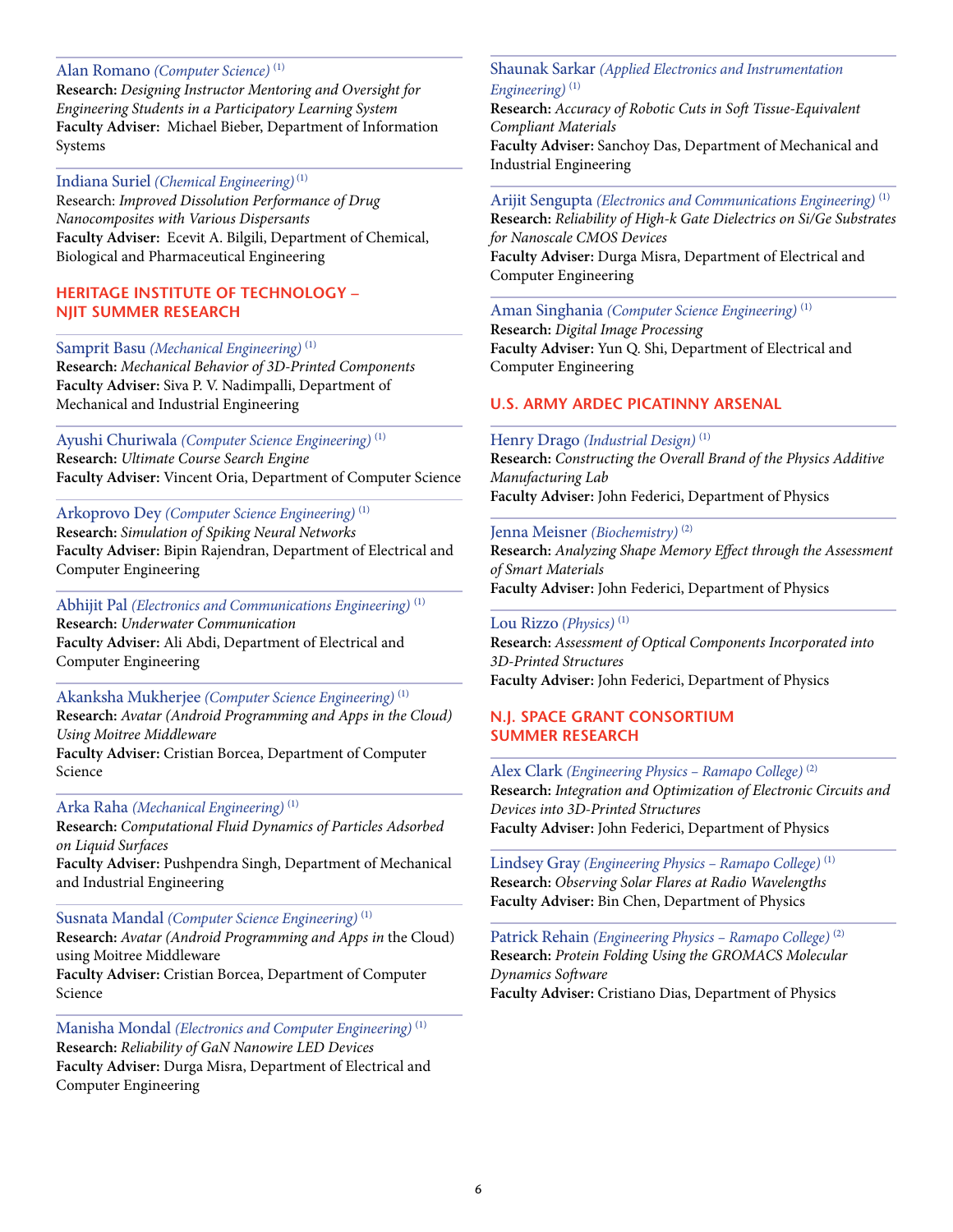Alan Romano *(Computer Science)* (1)
**Research:** *Designing Instructor Mentoring and Oversight for Engineering Students in a Participatory Learning System*
**Faculty Adviser:** Michael Bieber, Department of Information Systems

Indiana Suriel *(Chemical Engineering)* (1)
Research: *Improved Dissolution Performance of Drug Nanocomposites with Various Dispersants*
**Faculty Adviser:** Ecevit A. Bilgili, Department of Chemical, Biological and Pharmaceutical Engineering

## HERITAGE INSTITUTE OF TECHNOLOGY – NJIT SUMMER RESEARCH

Samprit Basu *(Mechanical Engineering)* (1)
**Research:** *Mechanical Behavior of 3D-Printed Components*
**Faculty Adviser:** Siva P. V. Nadimpalli, Department of Mechanical and Industrial Engineering

Ayushi Churiwala *(Computer Science Engineering)* (1)
**Research:** *Ultimate Course Search Engine*
**Faculty Adviser:** Vincent Oria, Department of Computer Science

Arkoprovo Dey *(Computer Science Engineering)* (1)
**Research:** *Simulation of Spiking Neural Networks*
**Faculty Adviser:** Bipin Rajendran, Department of Electrical and Computer Engineering

Abhijit Pal *(Electronics and Communications Engineering)* (1)
**Research:** *Underwater Communication*
**Faculty Adviser:** Ali Abdi, Department of Electrical and Computer Engineering

Akanksha Mukherjee *(Computer Science Engineering)* (1)
**Research:** *Avatar (Android Programming and Apps in the Cloud) Using Moitree Middleware*
**Faculty Adviser:** Cristian Borcea, Department of Computer Science

Arka Raha *(Mechanical Engineering)* (1)
**Research:** *Computational Fluid Dynamics of Particles Adsorbed on Liquid Surfaces*
**Faculty Adviser:** Pushpendra Singh, Department of Mechanical and Industrial Engineering

Susnata Mandal *(Computer Science Engineering)* (1)
**Research:** *Avatar (Android Programming and Apps in* the Cloud) using Moitree Middleware
**Faculty Adviser:** Cristian Borcea, Department of Computer Science

Manisha Mondal *(Electronics and Computer Engineering)* (1)
**Research:** *Reliability of GaN Nanowire LED Devices*
**Faculty Adviser:** Durga Misra, Department of Electrical and Computer Engineering

Shaunak Sarkar *(Applied Electronics and Instrumentation Engineering)* (1)
**Research:** *Accuracy of Robotic Cuts in Soft Tissue-Equivalent Compliant Materials*
**Faculty Adviser:** Sanchoy Das, Department of Mechanical and Industrial Engineering

Arijit Sengupta *(Electronics and Communications Engineering)* (1)
**Research:** *Reliability of High-k Gate Dielectrics on Si/Ge Substrates for Nanoscale CMOS Devices*
**Faculty Adviser:** Durga Misra, Department of Electrical and Computer Engineering

Aman Singhania *(Computer Science Engineering)* (1)
**Research:** *Digital Image Processing*
**Faculty Adviser:** Yun Q. Shi, Department of Electrical and Computer Engineering

## U.S. ARMY ARDEC PICATINNY ARSENAL

Henry Drago *(Industrial Design)* (1)
**Research:** *Constructing the Overall Brand of the Physics Additive Manufacturing Lab*
**Faculty Adviser:** John Federici, Department of Physics

Jenna Meisner *(Biochemistry)* (2)
**Research:** *Analyzing Shape Memory Effect through the Assessment of Smart Materials*
**Faculty Adviser:** John Federici, Department of Physics

Lou Rizzo *(Physics)* (1)
**Research:** *Assessment of Optical Components Incorporated into 3D-Printed Structures*
**Faculty Adviser:** John Federici, Department of Physics

## N.J. SPACE GRANT CONSORTIUM SUMMER RESEARCH

Alex Clark *(Engineering Physics – Ramapo College)* (2)
**Research:** *Integration and Optimization of Electronic Circuits and Devices into 3D-Printed Structures*
**Faculty Adviser:** John Federici, Department of Physics

Lindsey Gray *(Engineering Physics – Ramapo College)* (1)
**Research:** *Observing Solar Flares at Radio Wavelengths*
**Faculty Adviser:** Bin Chen, Department of Physics

Patrick Rehain *(Engineering Physics – Ramapo College)* (2)
**Research:** *Protein Folding Using the GROMACS Molecular Dynamics Software*
**Faculty Adviser:** Cristiano Dias, Department of Physics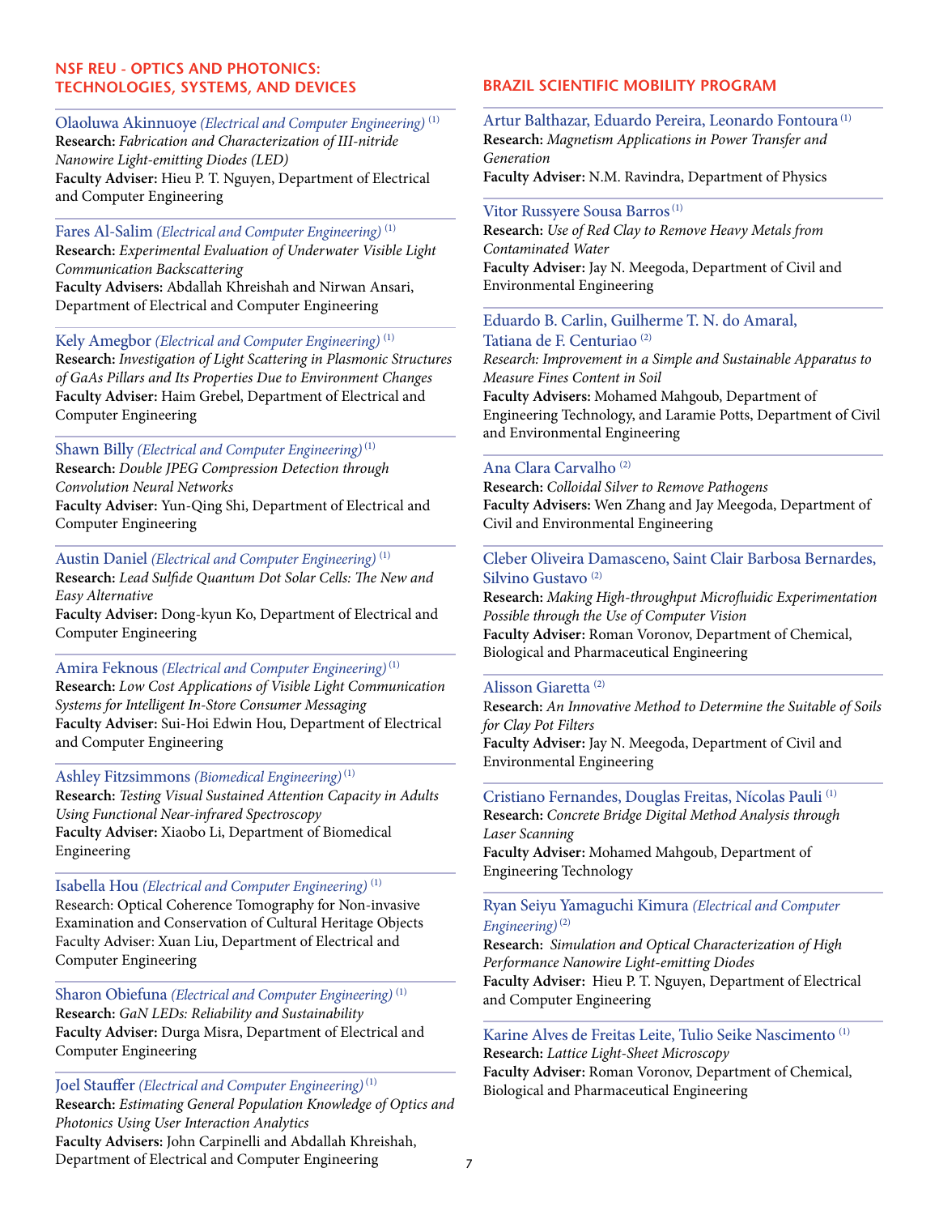## NSF REU - OPTICS AND PHOTONICS: TECHNOLOGIES, SYSTEMS, AND DEVICES

Olaoluwa Akinnuoye *(Electrical and Computer Engineering)* [1]
**Research:** *Fabrication and Characterization of III-nitride Nanowire Light-emitting Diodes (LED)*
**Faculty Adviser:** Hieu P. T. Nguyen, Department of Electrical and Computer Engineering

Fares Al-Salim *(Electrical and Computer Engineering)* [1]
**Research:** *Experimental Evaluation of Underwater Visible Light Communication Backscattering*
**Faculty Advisers:** Abdallah Khreishah and Nirwan Ansari, Department of Electrical and Computer Engineering

Kely Amegbor *(Electrical and Computer Engineering)* [1]
**Research:** *Investigation of Light Scattering in Plasmonic Structures of GaAs Pillars and Its Properties Due to Environment Changes*
**Faculty Adviser:** Haim Grebel, Department of Electrical and Computer Engineering

Shawn Billy *(Electrical and Computer Engineering)* [1]
**Research:** *Double JPEG Compression Detection through Convolution Neural Networks*
**Faculty Adviser:** Yun-Qing Shi, Department of Electrical and Computer Engineering

Austin Daniel *(Electrical and Computer Engineering)* [1]
**Research:** *Lead Sulfide Quantum Dot Solar Cells: The New and Easy Alternative*
**Faculty Adviser:** Dong-kyun Ko, Department of Electrical and Computer Engineering

Amira Feknous *(Electrical and Computer Engineering)* [1]
**Research:** *Low Cost Applications of Visible Light Communication Systems for Intelligent In-Store Consumer Messaging*
**Faculty Adviser:** Sui-Hoi Edwin Hou, Department of Electrical and Computer Engineering

Ashley Fitzsimmons *(Biomedical Engineering)* [1]
**Research:** *Testing Visual Sustained Attention Capacity in Adults Using Functional Near-infrared Spectroscopy*
**Faculty Adviser:** Xiaobo Li, Department of Biomedical Engineering

Isabella Hou *(Electrical and Computer Engineering)* [1]
Research: Optical Coherence Tomography for Non-invasive Examination and Conservation of Cultural Heritage Objects
Faculty Adviser: Xuan Liu, Department of Electrical and Computer Engineering

Sharon Obiefuna *(Electrical and Computer Engineering)* [1]
**Research:** *GaN LEDs: Reliability and Sustainability*
**Faculty Adviser:** Durga Misra, Department of Electrical and Computer Engineering

Joel Stauffer *(Electrical and Computer Engineering)* [1]
**Research:** *Estimating General Population Knowledge of Optics and Photonics Using User Interaction Analytics*
**Faculty Advisers:** John Carpinelli and Abdallah Khreishah, Department of Electrical and Computer Engineering

## BRAZIL SCIENTIFIC MOBILITY PROGRAM

Artur Balthazar, Eduardo Pereira, Leonardo Fontoura [1]
**Research:** *Magnetism Applications in Power Transfer and Generation*
**Faculty Adviser:** N.M. Ravindra, Department of Physics

Vitor Russyere Sousa Barros [1]
**Research:** *Use of Red Clay to Remove Heavy Metals from Contaminated Water*
**Faculty Adviser:** Jay N. Meegoda, Department of Civil and Environmental Engineering

Eduardo B. Carlin, Guilherme T. N. do Amaral, Tatiana de F. Centuriao [2]
*Research: Improvement in a Simple and Sustainable Apparatus to Measure Fines Content in Soil*
**Faculty Advisers:** Mohamed Mahgoub, Department of Engineering Technology, and Laramie Potts, Department of Civil and Environmental Engineering

Ana Clara Carvalho [2]
**Research:** *Colloidal Silver to Remove Pathogens*
**Faculty Advisers:** Wen Zhang and Jay Meegoda, Department of Civil and Environmental Engineering

Cleber Oliveira Damasceno, Saint Clair Barbosa Bernardes, Silvino Gustavo [2]
**Research:** *Making High-throughput Microfluidic Experimentation Possible through the Use of Computer Vision*
**Faculty Adviser:** Roman Voronov, Department of Chemical, Biological and Pharmaceutical Engineering

Alisson Giaretta [2]
**Research:** *An Innovative Method to Determine the Suitable of Soils for Clay Pot Filters*
**Faculty Adviser:** Jay N. Meegoda, Department of Civil and Environmental Engineering

Cristiano Fernandes, Douglas Freitas, Nícolas Pauli [1]
**Research:** *Concrete Bridge Digital Method Analysis through Laser Scanning*
**Faculty Adviser:** Mohamed Mahgoub, Department of Engineering Technology

Ryan Seiyu Yamaguchi Kimura *(Electrical and Computer Engineering)* [2]
**Research:** *Simulation and Optical Characterization of High Performance Nanowire Light-emitting Diodes*
**Faculty Adviser:** Hieu P. T. Nguyen, Department of Electrical and Computer Engineering

Karine Alves de Freitas Leite, Tulio Seike Nascimento [1]
**Research:** *Lattice Light-Sheet Microscopy*
**Faculty Adviser:** Roman Voronov, Department of Chemical, Biological and Pharmaceutical Engineering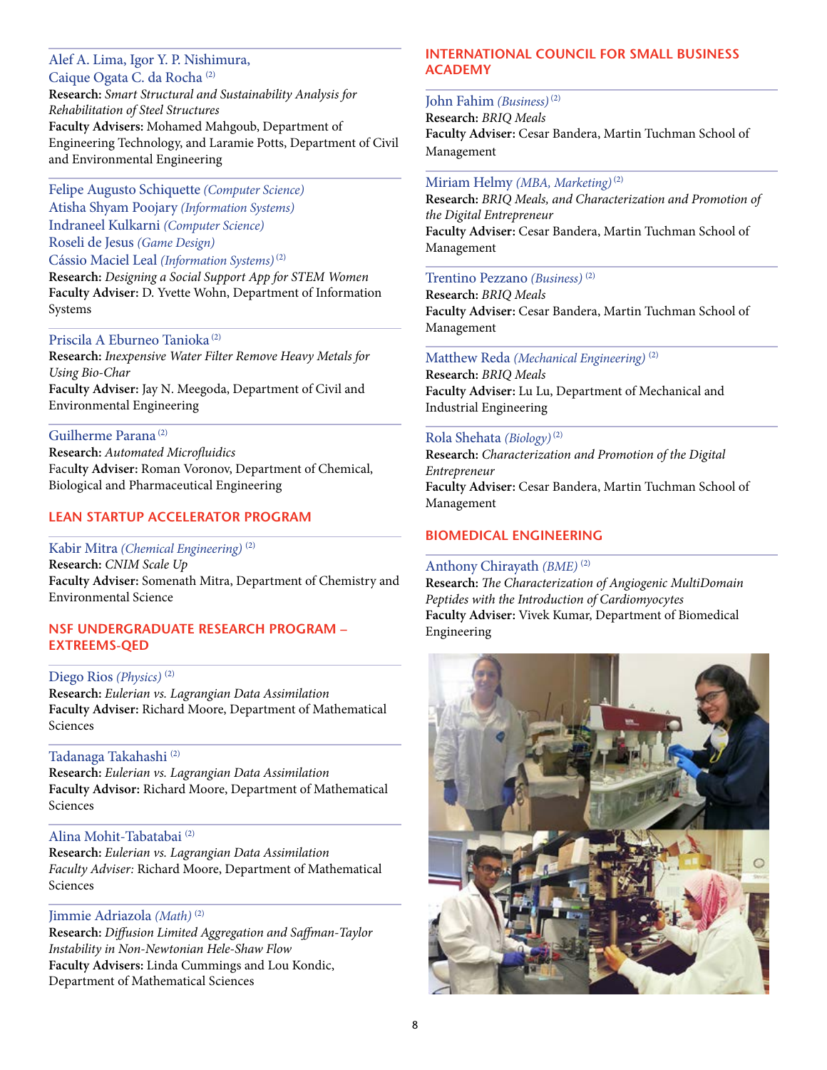Alef A. Lima, Igor Y. P. Nishimura, Caique Ogata C. da Rocha [(2)]
**Research:** *Smart Structural and Sustainability Analysis for Rehabilitation of Steel Structures*
**Faculty Advisers:** Mohamed Mahgoub, Department of Engineering Technology, and Laramie Potts, Department of Civil and Environmental Engineering

Felipe Augusto Schiquette *(Computer Science)*
Atisha Shyam Poojary *(Information Systems)*
Indraneel Kulkarni *(Computer Science)*
Roseli de Jesus *(Game Design)*
Cássio Maciel Leal *(Information Systems)* [(2)]
**Research:** *Designing a Social Support App for STEM Women*
**Faculty Adviser:** D. Yvette Wohn, Department of Information Systems

Priscila A Eburneo Tanioka [(2)]
**Research:** *Inexpensive Water Filter Remove Heavy Metals for Using Bio-Char*
**Faculty Adviser:** Jay N. Meegoda, Department of Civil and Environmental Engineering

Guilherme Parana [(2)]
**Research:** *Automated Microfluidics*
**Faculty Adviser:** Roman Voronov, Department of Chemical, Biological and Pharmaceutical Engineering

## LEAN STARTUP ACCELERATOR PROGRAM

Kabir Mitra *(Chemical Engineering)* [(2)]
**Research:** *CNIM Scale Up*
**Faculty Adviser:** Somenath Mitra, Department of Chemistry and Environmental Science

## NSF UNDERGRADUATE RESEARCH PROGRAM – EXTREEMS-QED

Diego Rios *(Physics)* [(2)]
**Research:** *Eulerian vs. Lagrangian Data Assimilation*
**Faculty Adviser:** Richard Moore, Department of Mathematical Sciences

Tadanaga Takahashi [(2)]
**Research:** *Eulerian vs. Lagrangian Data Assimilation*
**Faculty Advisor:** Richard Moore, Department of Mathematical Sciences

Alina Mohit-Tabatabai [(2)]
**Research:** *Eulerian vs. Lagrangian Data Assimilation*
*Faculty Adviser:* Richard Moore, Department of Mathematical Sciences

Jimmie Adriazola *(Math)* [(2)]
**Research:** *Diffusion Limited Aggregation and Saffman-Taylor Instability in Non-Newtonian Hele-Shaw Flow*
**Faculty Advisers:** Linda Cummings and Lou Kondic, Department of Mathematical Sciences

## INTERNATIONAL COUNCIL FOR SMALL BUSINESS ACADEMY

John Fahim *(Business)* [(2)]
**Research:** *BRIQ Meals*
**Faculty Adviser:** Cesar Bandera, Martin Tuchman School of Management

Miriam Helmy *(MBA, Marketing)* [(2)]
**Research:** *BRIQ Meals, and Characterization and Promotion of the Digital Entrepreneur*
**Faculty Adviser:** Cesar Bandera, Martin Tuchman School of Management

Trentino Pezzano *(Business)* [(2)]
**Research:** *BRIQ Meals*
**Faculty Adviser:** Cesar Bandera, Martin Tuchman School of Management

Matthew Reda *(Mechanical Engineering)* [(2)]
**Research:** *BRIQ Meals*
**Faculty Adviser:** Lu Lu, Department of Mechanical and Industrial Engineering

Rola Shehata *(Biology)* [(2)]
**Research:** *Characterization and Promotion of the Digital Entrepreneur*
**Faculty Adviser:** Cesar Bandera, Martin Tuchman School of Management

## BIOMEDICAL ENGINEERING

Anthony Chirayath *(BME)* [(2)]
**Research:** *The Characterization of Angiogenic MultiDomain Peptides with the Introduction of Cardiomyocytes*
**Faculty Adviser:** Vivek Kumar, Department of Biomedical Engineering